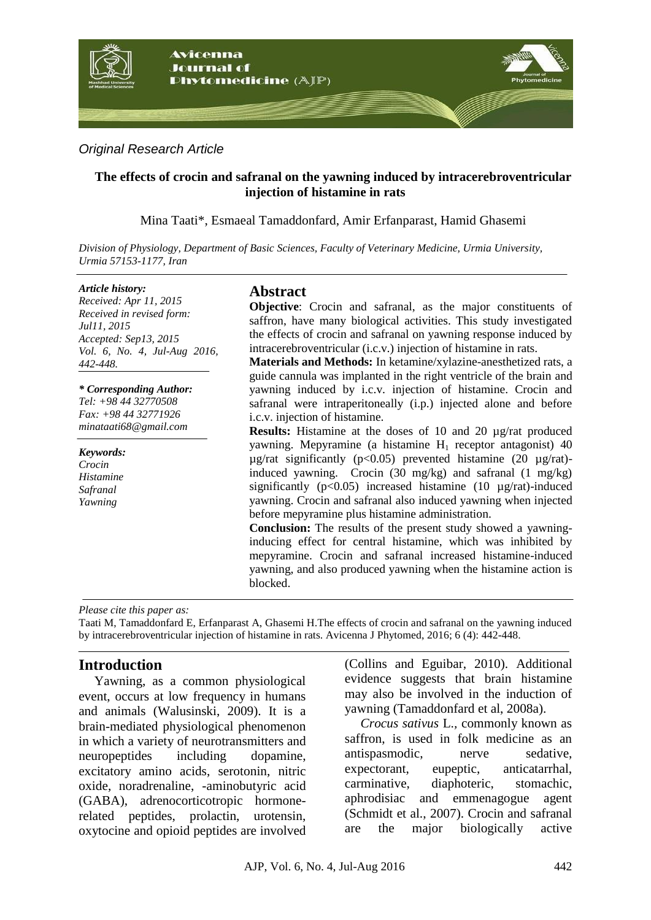*Original Research Article*

# The effects of crocin and safranal on the yawning induced by intracerebroventricular injection of histamine in rats

Mina Taati*, Esmaeal Tamaddonfard, Amir Erfanparast, Hamid Ghasemi

*Division of Physiology, Department of Basic Sciences, Faculty of Veterinary Medicine, Urmia University, Urmia 57153-1177, Iran*

***Article history:***
*Received: Apr 11, 2015*
*Received in revised form: Jul11, 2015*
*Accepted: Sep13, 2015*
*Vol. 6, No. 4, Jul-Aug 2016, 442-448.*

***\* Corresponding Author:***
*Tel: +98 44 32770508*
*Fax: +98 44 32771926*
*minataati68@gmail.com*

***Keywords:***
*Crocin*
*Histamine*
*Safranal*
*Yawning*

## Abstract

**Objective**: Crocin and safranal, as the major constituents of saffron, have many biological activities. This study investigated the effects of crocin and safranal on yawning response induced by intracerebroventricular (i.c.v.) injection of histamine in rats.

**Materials and Methods:** In ketamine/xylazine-anesthetized rats, a guide cannula was implanted in the right ventricle of the brain and yawning induced by i.c.v. injection of histamine. Crocin and safranal were intraperitoneally (i.p.) injected alone and before i.c.v. injection of histamine.

**Results:** Histamine at the doses of 10 and 20 µg/rat produced yawning. Mepyramine (a histamine $H_1$ receptor antagonist) 40 µg/rat significantly ($p<0.05$) prevented histamine (20 µg/rat)-induced yawning. Crocin (30 mg/kg) and safranal (1 mg/kg) significantly ($p<0.05$) increased histamine (10 µg/rat)-induced yawning. Crocin and safranal also induced yawning when injected before mepyramine plus histamine administration.

**Conclusion:** The results of the present study showed a yawning-inducing effect for central histamine, which was inhibited by mepyramine. Crocin and safranal increased histamine-induced yawning, and also produced yawning when the histamine action is blocked.

*Please cite this paper as:*

Taati M, Tamaddonfard E, Erfanparast A, Ghasemi H.The effects of crocin and safranal on the yawning induced by intracerebroventricular injection of histamine in rats. Avicenna J Phytomed, 2016; 6 (4): 442-448.

## Introduction

Yawning, as a common physiological event, occurs at low frequency in humans and animals (Walusinski, 2009). It is a brain-mediated physiological phenomenon in which a variety of neurotransmitters and neuropeptides including dopamine, excitatory amino acids, serotonin, nitric oxide, noradrenaline, -aminobutyric acid (GABA), adrenocorticotropic hormone-related peptides, prolactin, urotensin, oxytocine and opioid peptides are involved (Collins and Eguibar, 2010). Additional evidence suggests that brain histamine may also be involved in the induction of yawning (Tamaddonfard et al, 2008a).

*Crocus sativus* L., commonly known as saffron, is used in folk medicine as an antispasmodic, nerve sedative, expectorant, eupeptic, anticatarrhal, carminative, diaphoteric, stomachic, aphrodisiac and emmenagogue agent (Schmidt et al., 2007). Crocin and safranal are the major biologically active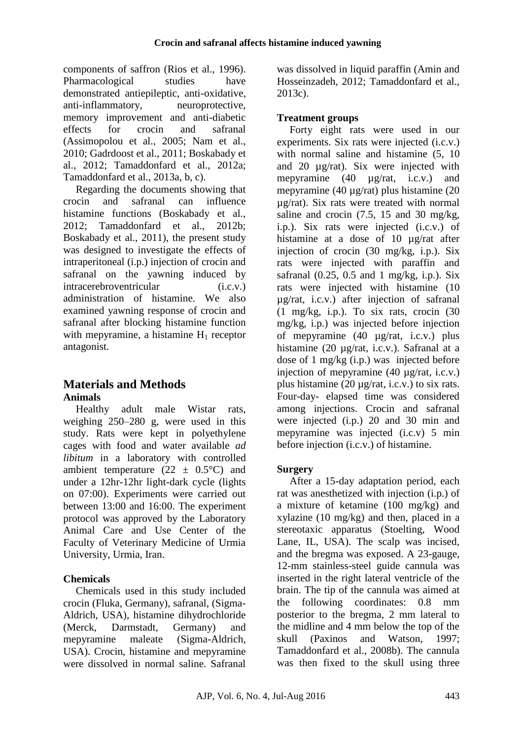components of saffron (Rios et al., 1996). Pharmacological studies have demonstrated antiepileptic, anti-oxidative, anti-inflammatory, neuroprotective, memory improvement and anti-diabetic effects for crocin and safranal (Assimopolou et al., 2005; Nam et al., 2010; Gadrdoost et al., 2011; Boskabady et al., 2012; Tamaddonfard et al., 2012a; Tamaddonfard et al., 2013a, b, c).

Regarding the documents showing that crocin and safranal can influence histamine functions (Boskabady et al., 2012; Tamaddonfard et al., 2012b; Boskabady et al., 2011), the present study was designed to investigate the effects of intraperitoneal (i.p.) injection of crocin and safranal on the yawning induced by intracerebroventricular (i.c.v.) administration of histamine. We also examined yawning response of crocin and safranal after blocking histamine function with mepyramine, a histamine $H_1$ receptor antagonist.

## Materials and Methods

### Animals

Healthy adult male Wistar rats, weighing 250–280 g, were used in this study. Rats were kept in polyethylene cages with food and water available *ad libitum* in a laboratory with controlled ambient temperature (22 ± 0.5°C) and under a 12hr-12hr light-dark cycle (lights on 07:00). Experiments were carried out between 13:00 and 16:00. The experiment protocol was approved by the Laboratory Animal Care and Use Center of the Faculty of Veterinary Medicine of Urmia University, Urmia, Iran.

### Chemicals

Chemicals used in this study included crocin (Fluka, Germany), safranal, (Sigma-Aldrich, USA), histamine dihydrochloride (Merck, Darmstadt, Germany) and mepyramine maleate (Sigma-Aldrich, USA). Crocin, histamine and mepyramine were dissolved in normal saline. Safranal was dissolved in liquid paraffin (Amin and Hosseinzadeh, 2012; Tamaddonfard et al., 2013c).

### Treatment groups

Forty eight rats were used in our experiments. Six rats were injected (i.c.v.) with normal saline and histamine (5, 10 and 20 µg/rat). Six were injected with mepyramine (40 µg/rat, i.c.v.) and mepyramine (40 µg/rat) plus histamine (20 µg/rat). Six rats were treated with normal saline and crocin (7.5, 15 and 30 mg/kg, i.p.). Six rats were injected (i.c.v.) of histamine at a dose of 10 µg/rat after injection of crocin (30 mg/kg, i.p.). Six rats were injected with paraffin and safranal (0.25, 0.5 and 1 mg/kg, i.p.). Six rats were injected with histamine (10 µg/rat, i.c.v.) after injection of safranal (1 mg/kg, i.p.). To six rats, crocin (30 mg/kg, i.p.) was injected before injection of mepyramine (40 µg/rat, i.c.v.) plus histamine (20 µg/rat, i.c.v.). Safranal at a dose of 1 mg/kg (i.p.) was injected before injection of mepyramine (40 µg/rat, i.c.v.) plus histamine (20 µg/rat, i.c.v.) to six rats. Four-day- elapsed time was considered among injections. Crocin and safranal were injected (i.p.) 20 and 30 min and mepyramine was injected (i.c.v) 5 min before injection (i.c.v.) of histamine.

### Surgery

After a 15-day adaptation period, each rat was anesthetized with injection (i.p.) of a mixture of ketamine (100 mg/kg) and xylazine (10 mg/kg) and then, placed in a stereotaxic apparatus (Stoelting, Wood Lane, IL, USA). The scalp was incised, and the bregma was exposed. A 23-gauge, 12-mm stainless-steel guide cannula was inserted in the right lateral ventricle of the brain. The tip of the cannula was aimed at the following coordinates: 0.8 mm posterior to the bregma, 2 mm lateral to the midline and 4 mm below the top of the skull (Paxinos and Watson, 1997; Tamaddonfard et al., 2008b). The cannula was then fixed to the skull using three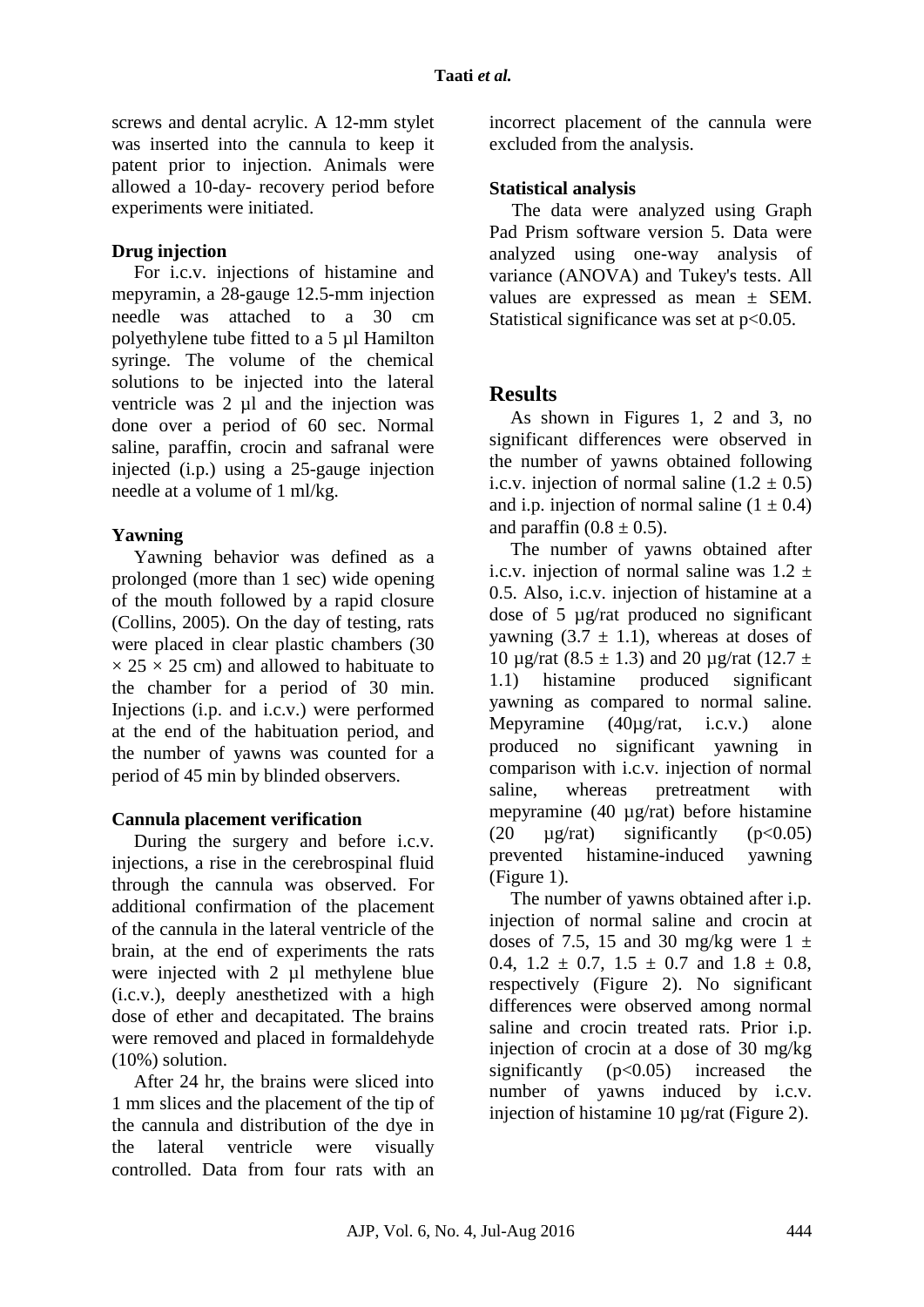screws and dental acrylic. A 12-mm stylet was inserted into the cannula to keep it patent prior to injection. Animals were allowed a 10-day- recovery period before experiments were initiated.

### Drug injection

For i.c.v. injections of histamine and mepyramin, a 28-gauge 12.5-mm injection needle was attached to a 30 cm polyethylene tube fitted to a 5 µl Hamilton syringe. The volume of the chemical solutions to be injected into the lateral ventricle was 2 µl and the injection was done over a period of 60 sec. Normal saline, paraffin, crocin and safranal were injected (i.p.) using a 25-gauge injection needle at a volume of 1 ml/kg.

### Yawning

Yawning behavior was defined as a prolonged (more than 1 sec) wide opening of the mouth followed by a rapid closure (Collins, 2005). On the day of testing, rats were placed in clear plastic chambers (30 × 25 × 25 cm) and allowed to habituate to the chamber for a period of 30 min. Injections (i.p. and i.c.v.) were performed at the end of the habituation period, and the number of yawns was counted for a period of 45 min by blinded observers.

### Cannula placement verification

During the surgery and before i.c.v. injections, a rise in the cerebrospinal fluid through the cannula was observed. For additional confirmation of the placement of the cannula in the lateral ventricle of the brain, at the end of experiments the rats were injected with 2 µl methylene blue (i.c.v.), deeply anesthetized with a high dose of ether and decapitated. The brains were removed and placed in formaldehyde (10%) solution.

After 24 hr, the brains were sliced into 1 mm slices and the placement of the tip of the cannula and distribution of the dye in the lateral ventricle were visually controlled. Data from four rats with an incorrect placement of the cannula were excluded from the analysis.

### Statistical analysis

The data were analyzed using Graph Pad Prism software version 5. Data were analyzed using one-way analysis of variance (ANOVA) and Tukey's tests. All values are expressed as mean ± SEM. Statistical significance was set at $p<0.05$.

## Results

As shown in Figures 1, 2 and 3, no significant differences were observed in the number of yawns obtained following i.c.v. injection of normal saline (1.2 ± 0.5) and i.p. injection of normal saline (1 ± 0.4) and paraffin (0.8 ± 0.5).

The number of yawns obtained after i.c.v. injection of normal saline was 1.2 ± 0.5. Also, i.c.v. injection of histamine at a dose of 5 µg/rat produced no significant yawning (3.7 ± 1.1), whereas at doses of 10 µg/rat (8.5 ± 1.3) and 20 µg/rat (12.7 ± 1.1) histamine produced significant yawning as compared to normal saline. Mepyramine (40µg/rat, i.c.v.) alone produced no significant yawning in comparison with i.c.v. injection of normal saline, whereas pretreatment with mepyramine (40 µg/rat) before histamine (20 µg/rat) significantly ($p<0.05$) prevented histamine-induced yawning (Figure 1).

The number of yawns obtained after i.p. injection of normal saline and crocin at doses of 7.5, 15 and 30 mg/kg were 1 ± 0.4, 1.2 ± 0.7, 1.5 ± 0.7 and 1.8 ± 0.8, respectively (Figure 2). No significant differences were observed among normal saline and crocin treated rats. Prior i.p. injection of crocin at a dose of 30 mg/kg significantly ($p<0.05$) increased the number of yawns induced by i.c.v. injection of histamine 10 µg/rat (Figure 2).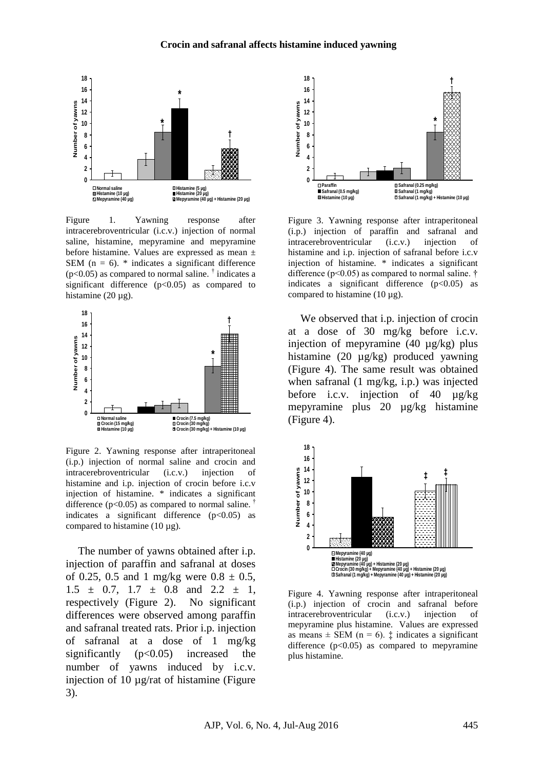Figure 1. Yawning response after intracerebroventricular (i.c.v.) injection of normal saline, histamine, mepyramine and mepyramine before histamine. Values are expressed as mean ± SEM (n = 6). * indicates a significant difference ($p<0.05$) as compared to normal saline. † indicates a significant difference ($p<0.05$) as compared to histamine (20 µg).

Figure 2. Yawning response after intraperitoneal (i.p.) injection of normal saline and crocin and intracerebroventricular (i.c.v.) injection of histamine and i.p. injection of crocin before i.c.v injection of histamine. * indicates a significant difference ($p<0.05$) as compared to normal saline. † indicates a significant difference ($p<0.05$) as compared to histamine (10 µg).

The number of yawns obtained after i.p. injection of paraffin and safranal at doses of 0.25, 0.5 and 1 mg/kg were 0.8 ± 0.5, 1.5 ± 0.7, 1.7 ± 0.8 and 2.2 ± 1, respectively (Figure 2). No significant differences were observed among paraffin and safranal treated rats. Prior i.p. injection of safranal at a dose of 1 mg/kg significantly ($p<0.05$) increased the number of yawns induced by i.c.v. injection of 10 µg/rat of histamine (Figure 3).

Figure 3. Yawning response after intraperitoneal (i.p.) injection of paraffin and safranal and intracerebroventricular (i.c.v.) injection of histamine and i.p. injection of safranal before i.c.v injection of histamine. * indicates a significant difference ($p<0.05$) as compared to normal saline. † indicates a significant difference ($p<0.05$) as compared to histamine (10 µg).

We observed that i.p. injection of crocin at a dose of 30 mg/kg before i.c.v. injection of mepyramine (40 µg/kg) plus histamine (20 µg/kg) produced yawning (Figure 4). The same result was obtained when safranal (1 mg/kg, i.p.) was injected before i.c.v. injection of 40 µg/kg mepyramine plus 20 µg/kg histamine (Figure 4).

Figure 4. Yawning response after intraperitoneal (i.p.) injection of crocin and safranal before intracerebroventricular (i.c.v.) injection of mepyramine plus histamine. Values are expressed as means ± SEM (n = 6). ‡ indicates a significant difference ($p<0.05$) as compared to mepyramine plus histamine.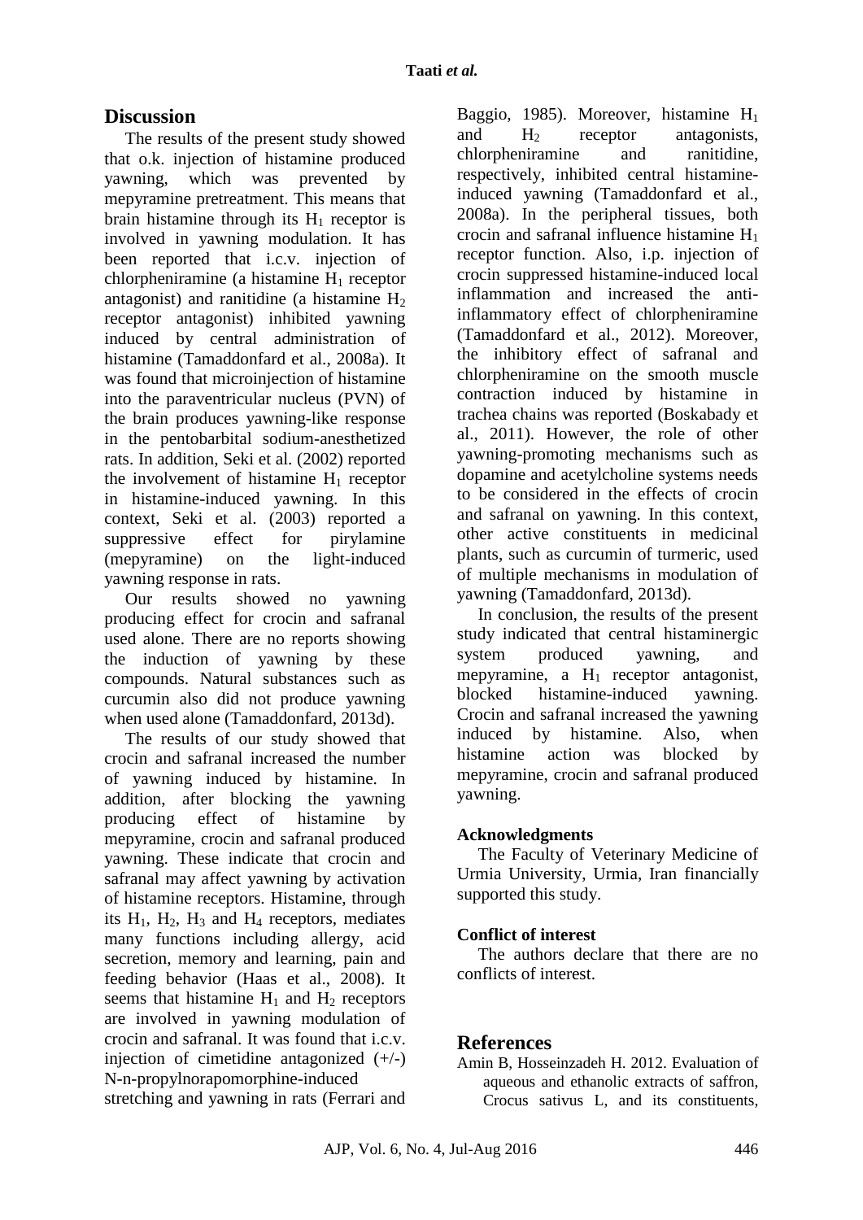## Discussion

The results of the present study showed that o.k. injection of histamine produced yawning, which was prevented by mepyramine pretreatment. This means that brain histamine through its $H_1$ receptor is involved in yawning modulation. It has been reported that i.c.v. injection of chlorpheniramine (a histamine $H_1$ receptor antagonist) and ranitidine (a histamine $H_2$ receptor antagonist) inhibited yawning induced by central administration of histamine (Tamaddonfard et al., 2008a). It was found that microinjection of histamine into the paraventricular nucleus (PVN) of the brain produces yawning-like response in the pentobarbital sodium-anesthetized rats. In addition, Seki et al. (2002) reported the involvement of histamine $H_1$ receptor in histamine-induced yawning. In this context, Seki et al. (2003) reported a suppressive effect for pirylamine (mepyramine) on the light-induced yawning response in rats.

Our results showed no yawning producing effect for crocin and safranal used alone. There are no reports showing the induction of yawning by these compounds. Natural substances such as curcumin also did not produce yawning when used alone (Tamaddonfard, 2013d).

The results of our study showed that crocin and safranal increased the number of yawning induced by histamine. In addition, after blocking the yawning producing effect of histamine by mepyramine, crocin and safranal produced yawning. These indicate that crocin and safranal may affect yawning by activation of histamine receptors. Histamine, through its $H_1$, $H_2$, $H_3$ and $H_4$ receptors, mediates many functions including allergy, acid secretion, memory and learning, pain and feeding behavior (Haas et al., 2008). It seems that histamine $H_1$ and $H_2$ receptors are involved in yawning modulation of crocin and safranal. It was found that i.c.v. injection of cimetidine antagonized (+/-) N-n-propylnorapomorphine-induced stretching and yawning in rats (Ferrari and Baggio, 1985). Moreover, histamine $H_1$ and $H_2$ receptor antagonists, chlorpheniramine and ranitidine, respectively, inhibited central histamine-induced yawning (Tamaddonfard et al., 2008a). In the peripheral tissues, both crocin and safranal influence histamine $H_1$ receptor function. Also, i.p. injection of crocin suppressed histamine-induced local inflammation and increased the anti-inflammatory effect of chlorpheniramine (Tamaddonfard et al., 2012). Moreover, the inhibitory effect of safranal and chlorpheniramine on the smooth muscle contraction induced by histamine in trachea chains was reported (Boskabady et al., 2011). However, the role of other yawning-promoting mechanisms such as dopamine and acetylcholine systems needs to be considered in the effects of crocin and safranal on yawning. In this context, other active constituents in medicinal plants, such as curcumin of turmeric, used of multiple mechanisms in modulation of yawning (Tamaddonfard, 2013d).

In conclusion, the results of the present study indicated that central histaminergic system produced yawning, and mepyramine, a $H_1$ receptor antagonist, blocked histamine-induced yawning. Crocin and safranal increased the yawning induced by histamine. Also, when histamine action was blocked by mepyramine, crocin and safranal produced yawning.

### Acknowledgments

The Faculty of Veterinary Medicine of Urmia University, Urmia, Iran financially supported this study.

### Conflict of interest

The authors declare that there are no conflicts of interest.

## References

Amin B, Hosseinzadeh H. 2012. Evaluation of aqueous and ethanolic extracts of saffron, Crocus sativus L, and its constituents,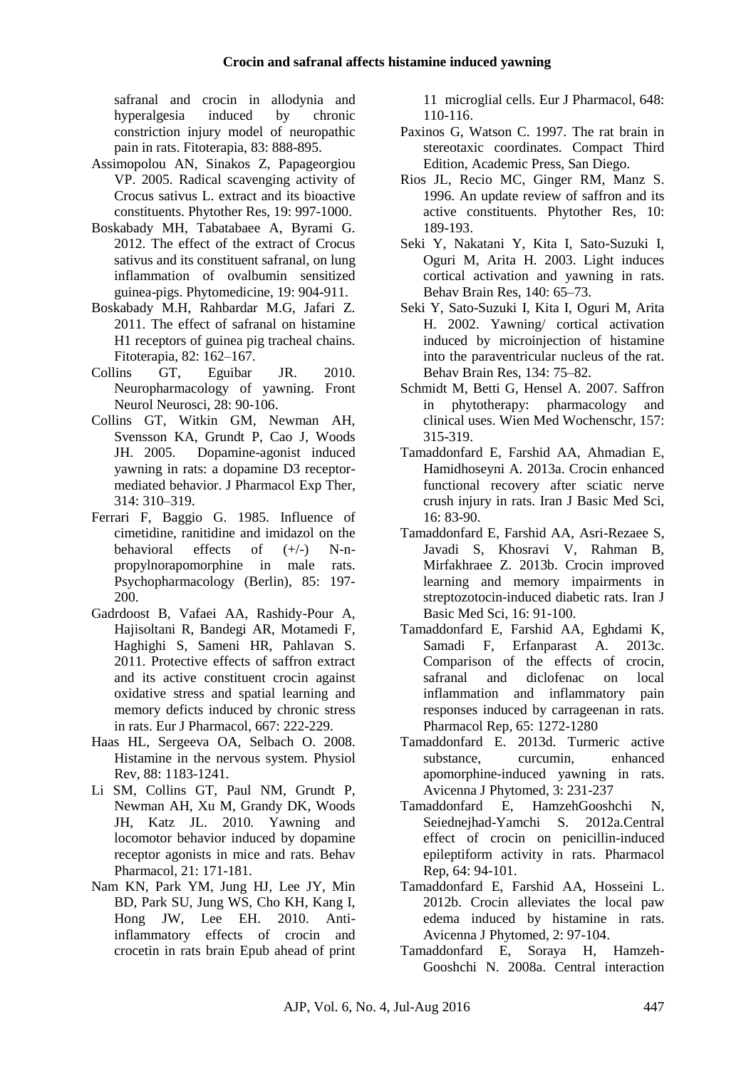safranal and crocin in allodynia and hyperalgesia induced by chronic constriction injury model of neuropathic pain in rats. Fitoterapia, 83: 888-895.

Assimopolou AN, Sinakos Z, Papageorgiou VP. 2005. Radical scavenging activity of Crocus sativus L. extract and its bioactive constituents. Phytother Res, 19: 997-1000.

Boskabady MH, Tabatabaee A, Byrami G. 2012. The effect of the extract of Crocus sativus and its constituent safranal, on lung inflammation of ovalbumin sensitized guinea-pigs. Phytomedicine, 19: 904-911.

Boskabady M.H, Rahbardar M.G, Jafari Z. 2011. The effect of safranal on histamine H1 receptors of guinea pig tracheal chains. Fitoterapia, 82: 162–167.

Collins GT, Eguibar JR. 2010. Neuropharmacology of yawning. Front Neurol Neurosci, 28: 90-106.

Collins GT, Witkin GM, Newman AH, Svensson KA, Grundt P, Cao J, Woods JH. 2005. Dopamine-agonist induced yawning in rats: a dopamine D3 receptor-mediated behavior. J Pharmacol Exp Ther, 314: 310–319.

Ferrari F, Baggio G. 1985. Influence of cimetidine, ranitidine and imidazol on the behavioral effects of (+/-) N-n-propylnorapomorphine in male rats. Psychopharmacology (Berlin), 85: 197-200.

Gadrdoost B, Vafaei AA, Rashidy-Pour A, Hajisoltani R, Bandegi AR, Motamedi F, Haghighi S, Sameni HR, Pahlavan S. 2011. Protective effects of saffron extract and its active constituent crocin against oxidative stress and spatial learning and memory deficts induced by chronic stress in rats. Eur J Pharmacol, 667: 222-229.

Haas HL, Sergeeva OA, Selbach O. 2008. Histamine in the nervous system. Physiol Rev, 88: 1183-1241.

Li SM, Collins GT, Paul NM, Grundt P, Newman AH, Xu M, Grandy DK, Woods JH, Katz JL. 2010. Yawning and locomotor behavior induced by dopamine receptor agonists in mice and rats. Behav Pharmacol, 21: 171-181.

Nam KN, Park YM, Jung HJ, Lee JY, Min BD, Park SU, Jung WS, Cho KH, Kang I, Hong JW, Lee EH. 2010. Anti-inflammatory effects of crocin and crocetin in rats brain Epub ahead of print 11 microglial cells. Eur J Pharmacol, 648: 110-116.

Paxinos G, Watson C. 1997. The rat brain in stereotaxic coordinates. Compact Third Edition, Academic Press, San Diego.

Rios JL, Recio MC, Ginger RM, Manz S. 1996. An update review of saffron and its active constituents. Phytother Res, 10: 189-193.

Seki Y, Nakatani Y, Kita I, Sato-Suzuki I, Oguri M, Arita H. 2003. Light induces cortical activation and yawning in rats. Behav Brain Res, 140: 65–73.

Seki Y, Sato-Suzuki I, Kita I, Oguri M, Arita H. 2002. Yawning/ cortical activation induced by microinjection of histamine into the paraventricular nucleus of the rat. Behav Brain Res, 134: 75–82.

Schmidt M, Betti G, Hensel A. 2007. Saffron in phytotherapy: pharmacology and clinical uses. Wien Med Wochenschr, 157: 315-319.

Tamaddonfard E, Farshid AA, Ahmadian E, Hamidhoseyni A. 2013a. Crocin enhanced functional recovery after sciatic nerve crush injury in rats. Iran J Basic Med Sci, 16: 83-90.

Tamaddonfard E, Farshid AA, Asri-Rezaee S, Javadi S, Khosravi V, Rahman B, Mirfakhraee Z. 2013b. Crocin improved learning and memory impairments in streptozotocin-induced diabetic rats. Iran J Basic Med Sci, 16: 91-100.

Tamaddonfard E, Farshid AA, Eghdami K, Samadi F, Erfanparast A. 2013c. Comparison of the effects of crocin, safranal and diclofenac on local inflammation and inflammatory pain responses induced by carrageenan in rats. Pharmacol Rep, 65: 1272-1280

Tamaddonfard E. 2013d. Turmeric active substance, curcumin, enhanced apomorphine-induced yawning in rats. Avicenna J Phytomed, 3: 231-237

Tamaddonfard E, HamzehGooshchi N, Seiednejhad-Yamchi S. 2012a.Central effect of crocin on penicillin-induced epileptiform activity in rats. Pharmacol Rep, 64: 94-101.

Tamaddonfard E, Farshid AA, Hosseini L. 2012b. Crocin alleviates the local paw edema induced by histamine in rats. Avicenna J Phytomed, 2: 97-104.

Tamaddonfard E, Soraya H, Hamzeh-Gooshchi N. 2008a. Central interaction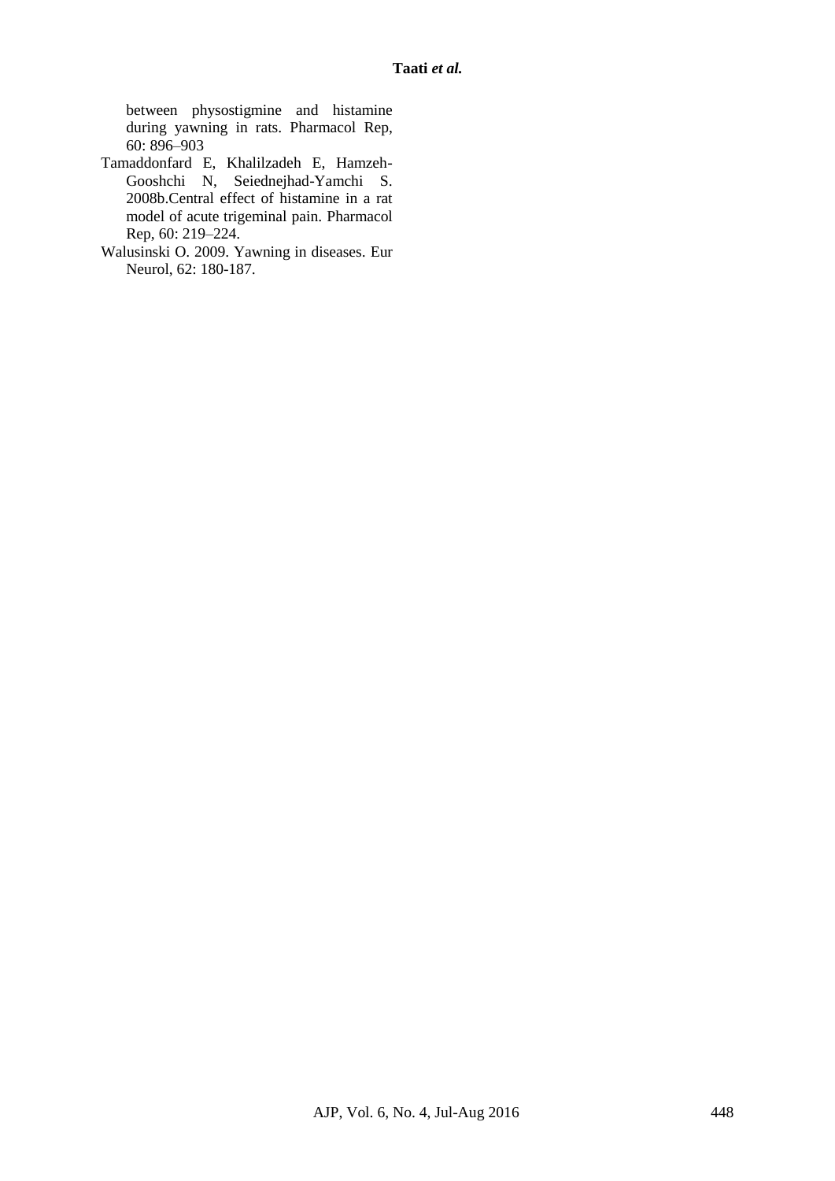between physostigmine and histamine during yawning in rats. Pharmacol Rep, 60: 896–903

Tamaddonfard E, Khalilzadeh E, Hamzeh-Gooshchi N, Seiednejhad-Yamchi S. 2008b.Central effect of histamine in a rat model of acute trigeminal pain. Pharmacol Rep, 60: 219–224.

Walusinski O. 2009. Yawning in diseases. Eur Neurol, 62: 180-187.